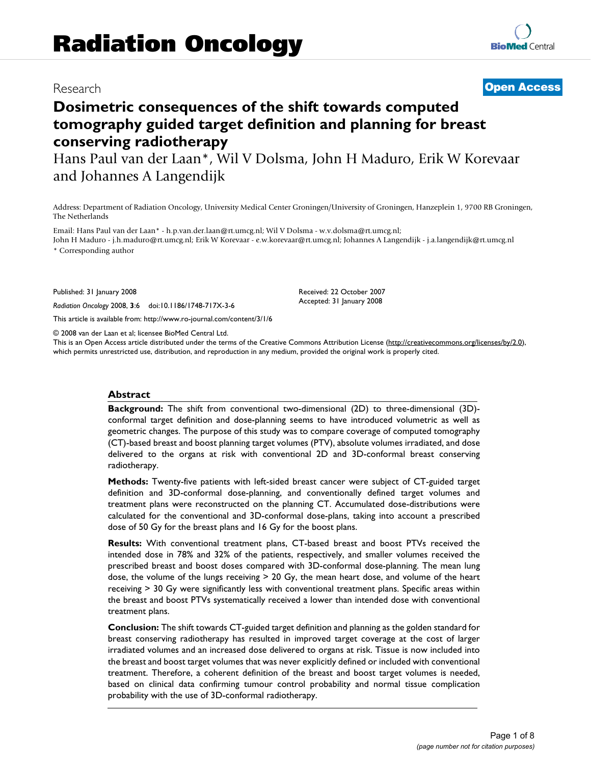Research

**Open Access**

# Dosimetric consequences of the shift towards computed tomography guided target definition and planning for breast conserving radiotherapy

Hans Paul van der Laan*, Wil V Dolsma, John H Maduro, Erik W Korevaar and Johannes A Langendijk

Address: Department of Radiation Oncology, University Medical Center Groningen/University of Groningen, Hanzeplein 1, 9700 RB Groningen, The Netherlands

Email: Hans Paul van der Laan* - h.p.van.der.laan@rt.umcg.nl; Wil V Dolsma - w.v.dolsma@rt.umcg.nl; John H Maduro - j.h.maduro@rt.umcg.nl; Erik W Korevaar - e.w.korevaar@rt.umcg.nl; Johannes A Langendijk - j.a.langendijk@rt.umcg.nl

* Corresponding author

Published: 31 January 2008

*Radiation Oncology* 2008, **3**:6 doi:10.1186/1748-717X-3-6

Received: 22 October 2007
Accepted: 31 January 2008

This article is available from: http://www.ro-journal.com/content/3/1/6

© 2008 van der Laan et al; licensee BioMed Central Ltd.
This is an Open Access article distributed under the terms of the Creative Commons Attribution License (http://creativecommons.org/licenses/by/2.0), which permits unrestricted use, distribution, and reproduction in any medium, provided the original work is properly cited.

## Abstract

**Background:** The shift from conventional two-dimensional (2D) to three-dimensional (3D)-conformal target definition and dose-planning seems to have introduced volumetric as well as geometric changes. The purpose of this study was to compare coverage of computed tomography (CT)-based breast and boost planning target volumes (PTV), absolute volumes irradiated, and dose delivered to the organs at risk with conventional 2D and 3D-conformal breast conserving radiotherapy.

**Methods:** Twenty-five patients with left-sided breast cancer were subject of CT-guided target definition and 3D-conformal dose-planning, and conventionally defined target volumes and treatment plans were reconstructed on the planning CT. Accumulated dose-distributions were calculated for the conventional and 3D-conformal dose-plans, taking into account a prescribed dose of 50 Gy for the breast plans and 16 Gy for the boost plans.

**Results:** With conventional treatment plans, CT-based breast and boost PTVs received the intended dose in 78% and 32% of the patients, respectively, and smaller volumes received the prescribed breast and boost doses compared with 3D-conformal dose-planning. The mean lung dose, the volume of the lungs receiving > 20 Gy, the mean heart dose, and volume of the heart receiving > 30 Gy were significantly less with conventional treatment plans. Specific areas within the breast and boost PTVs systematically received a lower than intended dose with conventional treatment plans.

**Conclusion:** The shift towards CT-guided target definition and planning as the golden standard for breast conserving radiotherapy has resulted in improved target coverage at the cost of larger irradiated volumes and an increased dose delivered to organs at risk. Tissue is now included into the breast and boost target volumes that was never explicitly defined or included with conventional treatment. Therefore, a coherent definition of the breast and boost target volumes is needed, based on clinical data confirming tumour control probability and normal tissue complication probability with the use of 3D-conformal radiotherapy.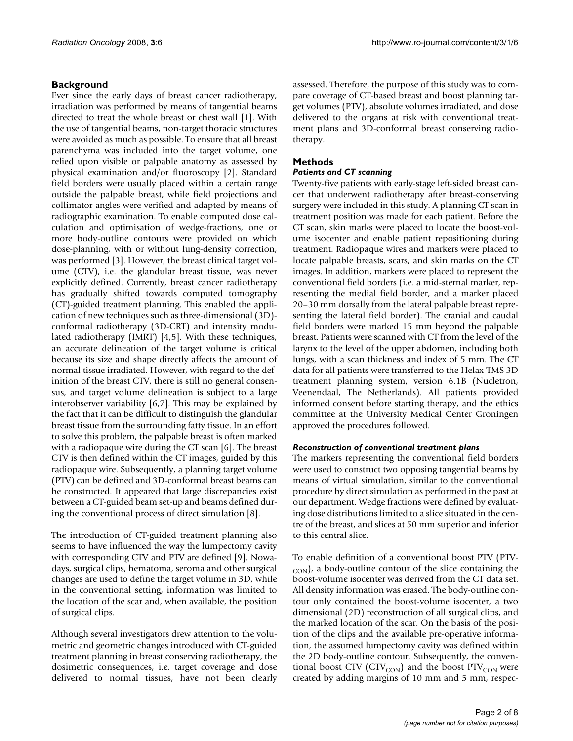## Background

Ever since the early days of breast cancer radiotherapy, irradiation was performed by means of tangential beams directed to treat the whole breast or chest wall [1]. With the use of tangential beams, non-target thoracic structures were avoided as much as possible. To ensure that all breast parenchyma was included into the target volume, one relied upon visible or palpable anatomy as assessed by physical examination and/or fluoroscopy [2]. Standard field borders were usually placed within a certain range outside the palpable breast, while field projections and collimator angles were verified and adapted by means of radiographic examination. To enable computed dose calculation and optimisation of wedge-fractions, one or more body-outline contours were provided on which dose-planning, with or without lung-density correction, was performed [3]. However, the breast clinical target volume (CTV), i.e. the glandular breast tissue, was never explicitly defined. Currently, breast cancer radiotherapy has gradually shifted towards computed tomography (CT)-guided treatment planning. This enabled the application of new techniques such as three-dimensional (3D)-conformal radiotherapy (3D-CRT) and intensity modulated radiotherapy (IMRT) [4,5]. With these techniques, an accurate delineation of the target volume is critical because its size and shape directly affects the amount of normal tissue irradiated. However, with regard to the definition of the breast CTV, there is still no general consensus, and target volume delineation is subject to a large interobserver variability [6,7]. This may be explained by the fact that it can be difficult to distinguish the glandular breast tissue from the surrounding fatty tissue. In an effort to solve this problem, the palpable breast is often marked with a radiopaque wire during the CT scan [6]. The breast CTV is then defined within the CT images, guided by this radiopaque wire. Subsequently, a planning target volume (PTV) can be defined and 3D-conformal breast beams can be constructed. It appeared that large discrepancies exist between a CT-guided beam set-up and beams defined during the conventional process of direct simulation [8].

The introduction of CT-guided treatment planning also seems to have influenced the way the lumpectomy cavity with corresponding CTV and PTV are defined [9]. Nowadays, surgical clips, hematoma, seroma and other surgical changes are used to define the target volume in 3D, while in the conventional setting, information was limited to the location of the scar and, when available, the position of surgical clips.

Although several investigators drew attention to the volumetric and geometric changes introduced with CT-guided treatment planning in breast conserving radiotherapy, the dosimetric consequences, i.e. target coverage and dose delivered to normal tissues, have not been clearly assessed. Therefore, the purpose of this study was to compare coverage of CT-based breast and boost planning target volumes (PTV), absolute volumes irradiated, and dose delivered to the organs at risk with conventional treatment plans and 3D-conformal breast conserving radiotherapy.

## Methods

### *Patients and CT scanning*

Twenty-five patients with early-stage left-sided breast cancer that underwent radiotherapy after breast-conserving surgery were included in this study. A planning CT scan in treatment position was made for each patient. Before the CT scan, skin marks were placed to locate the boost-volume isocenter and enable patient repositioning during treatment. Radiopaque wires and markers were placed to locate palpable breasts, scars, and skin marks on the CT images. In addition, markers were placed to represent the conventional field borders (i.e. a mid-sternal marker, representing the medial field border, and a marker placed 20–30 mm dorsally from the lateral palpable breast representing the lateral field border). The cranial and caudal field borders were marked 15 mm beyond the palpable breast. Patients were scanned with CT from the level of the larynx to the level of the upper abdomen, including both lungs, with a scan thickness and index of 5 mm. The CT data for all patients were transferred to the Helax-TMS 3D treatment planning system, version 6.1B (Nucletron, Veenendaal, The Netherlands). All patients provided informed consent before starting therapy, and the ethics committee at the University Medical Center Groningen approved the procedures followed.

### *Reconstruction of conventional treatment plans*

The markers representing the conventional field borders were used to construct two opposing tangential beams by means of virtual simulation, similar to the conventional procedure by direct simulation as performed in the past at our department. Wedge fractions were defined by evaluating dose distributions limited to a slice situated in the centre of the breast, and slices at 50 mm superior and inferior to this central slice.

To enable definition of a conventional boost PTV ($PTV_{CON}$), a body-outline contour of the slice containing the boost-volume isocenter was derived from the CT data set. All density information was erased. The body-outline contour only contained the boost-volume isocenter, a two dimensional (2D) reconstruction of all surgical clips, and the marked location of the scar. On the basis of the position of the clips and the available pre-operative information, the assumed lumpectomy cavity was defined within the 2D body-outline contour. Subsequently, the conventional boost CTV ($CTV_{CON}$) and the boost $PTV_{CON}$ were created by adding margins of 10 mm and 5 mm, respec-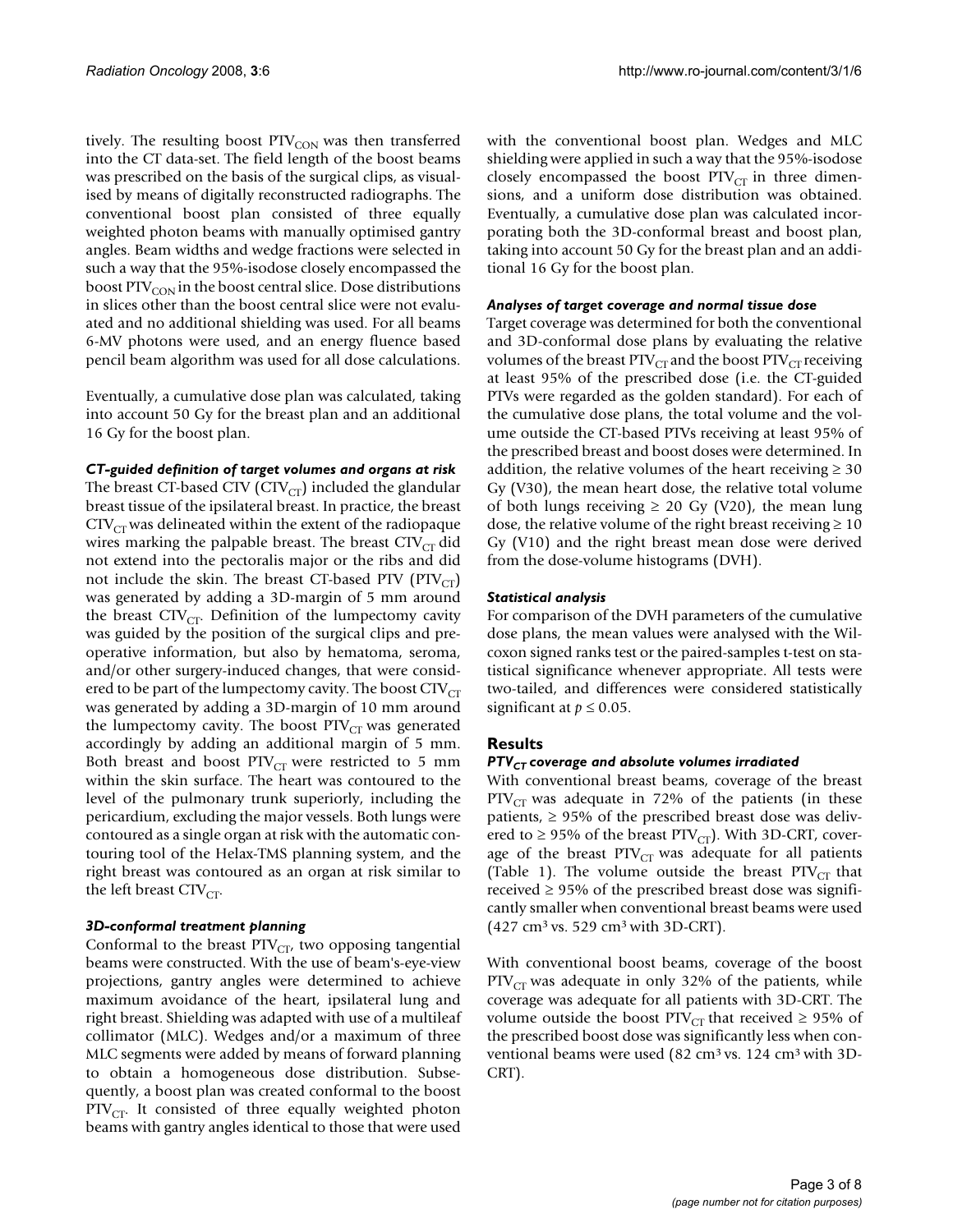tively. The resulting boost $PTV_{CON}$ was then transferred into the CT data-set. The field length of the boost beams was prescribed on the basis of the surgical clips, as visualised by means of digitally reconstructed radiographs. The conventional boost plan consisted of three equally weighted photon beams with manually optimised gantry angles. Beam widths and wedge fractions were selected in such a way that the 95%-isodose closely encompassed the boost $PTV_{CON}$ in the boost central slice. Dose distributions in slices other than the boost central slice were not evaluated and no additional shielding was used. For all beams 6-MV photons were used, and an energy fluence based pencil beam algorithm was used for all dose calculations.

Eventually, a cumulative dose plan was calculated, taking into account 50 Gy for the breast plan and an additional 16 Gy for the boost plan.

### *CT-guided definition of target volumes and organs at risk*

The breast CT-based CTV ($CTV_{CT}$) included the glandular breast tissue of the ipsilateral breast. In practice, the breast $CTV_{CT}$ was delineated within the extent of the radiopaque wires marking the palpable breast. The breast $CTV_{CT}$ did not extend into the pectoralis major or the ribs and did not include the skin. The breast CT-based PTV ($PTV_{CT}$) was generated by adding a 3D-margin of 5 mm around the breast $CTV_{CT}$. Definition of the lumpectomy cavity was guided by the position of the surgical clips and preoperative information, but also by hematoma, seroma, and/or other surgery-induced changes, that were considered to be part of the lumpectomy cavity. The boost $CTV_{CT}$ was generated by adding a 3D-margin of 10 mm around the lumpectomy cavity. The boost $PTV_{CT}$ was generated accordingly by adding an additional margin of 5 mm. Both breast and boost $PTV_{CT}$ were restricted to 5 mm within the skin surface. The heart was contoured to the level of the pulmonary trunk superiorly, including the pericardium, excluding the major vessels. Both lungs were contoured as a single organ at risk with the automatic contouring tool of the Helax-TMS planning system, and the right breast was contoured as an organ at risk similar to the left breast $CTV_{CT}$.

### *3D-conformal treatment planning*

Conformal to the breast $PTV_{CT}$, two opposing tangential beams were constructed. With the use of beam's-eye-view projections, gantry angles were determined to achieve maximum avoidance of the heart, ipsilateral lung and right breast. Shielding was adapted with use of a multileaf collimator (MLC). Wedges and/or a maximum of three MLC segments were added by means of forward planning to obtain a homogeneous dose distribution. Subsequently, a boost plan was created conformal to the boost $PTV_{CT}$. It consisted of three equally weighted photon beams with gantry angles identical to those that were used with the conventional boost plan. Wedges and MLC shielding were applied in such a way that the 95%-isodose closely encompassed the boost $PTV_{CT}$ in three dimensions, and a uniform dose distribution was obtained. Eventually, a cumulative dose plan was calculated incorporating both the 3D-conformal breast and boost plan, taking into account 50 Gy for the breast plan and an additional 16 Gy for the boost plan.

### *Analyses of target coverage and normal tissue dose*

Target coverage was determined for both the conventional and 3D-conformal dose plans by evaluating the relative volumes of the breast $PTV_{CT}$ and the boost $PTV_{CT}$ receiving at least 95% of the prescribed dose (i.e. the CT-guided PTVs were regarded as the golden standard). For each of the cumulative dose plans, the total volume and the volume outside the CT-based PTVs receiving at least 95% of the prescribed breast and boost doses were determined. In addition, the relative volumes of the heart receiving ≥ 30 Gy (V30), the mean heart dose, the relative total volume of both lungs receiving ≥ 20 Gy (V20), the mean lung dose, the relative volume of the right breast receiving ≥ 10 Gy (V10) and the right breast mean dose were derived from the dose-volume histograms (DVH).

### *Statistical analysis*

For comparison of the DVH parameters of the cumulative dose plans, the mean values were analysed with the Wilcoxon signed ranks test or the paired-samples t-test on statistical significance whenever appropriate. All tests were two-tailed, and differences were considered statistically significant at $p \leq 0.05$.

## Results

### *$PTV_{CT}$ coverage and absolute volumes irradiated*

With conventional breast beams, coverage of the breast $PTV_{CT}$ was adequate in 72% of the patients (in these patients, ≥ 95% of the prescribed breast dose was delivered to ≥ 95% of the breast $PTV_{CT}$). With 3D-CRT, coverage of the breast $PTV_{CT}$ was adequate for all patients (Table 1). The volume outside the breast $PTV_{CT}$ that received ≥ 95% of the prescribed breast dose was significantly smaller when conventional breast beams were used (427 $cm^3$ vs. 529 $cm^3$ with 3D-CRT).

With conventional boost beams, coverage of the boost $PTV_{CT}$ was adequate in only 32% of the patients, while coverage was adequate for all patients with 3D-CRT. The volume outside the boost $PTV_{CT}$ that received ≥ 95% of the prescribed boost dose was significantly less when conventional beams were used (82 $cm^3$ vs. 124 $cm^3$ with 3D-CRT).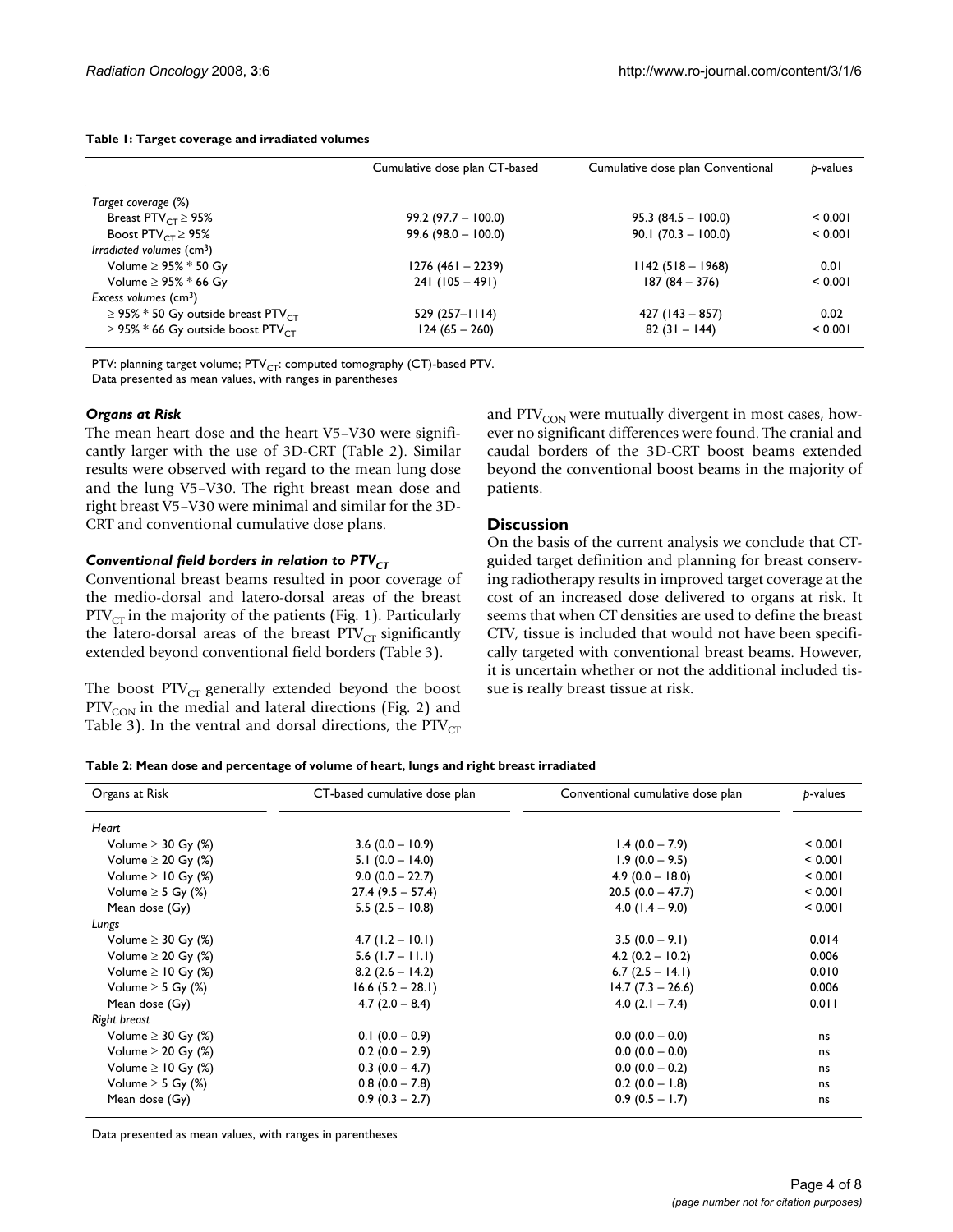**Table 1: Target coverage and irradiated volumes**

| | Cumulative dose plan CT-based | Cumulative dose plan Conventional | *p*-values |
|---|---|---|---|
| *Target coverage* (%) | | | |
| Breast $PTV_{CT} \geq 95\%$ | 99.2 (97.7 – 100.0) | 95.3 (84.5 – 100.0) | < 0.001 |
| Boost $PTV_{CT} \geq 95\%$ | 99.6 (98.0 – 100.0) | 90.1 (70.3 – 100.0) | < 0.001 |
| *Irradiated volumes* ($cm^3$) | | | |
| Volume ≥ 95% * 50 Gy | 1276 (461 – 2239) | 1142 (518 – 1968) | 0.01 |
| Volume ≥ 95% * 66 Gy | 241 (105 – 491) | 187 (84 – 376) | < 0.001 |
| *Excess volumes* ($cm^3$) | | | |
| ≥ 95% * 50 Gy outside breast $PTV_{CT}$ | 529 (257–1114) | 427 (143 – 857) | 0.02 |
| ≥ 95% * 66 Gy outside boost $PTV_{CT}$ | 124 (65 – 260) | 82 (31 – 144) | < 0.001 |

PTV: planning target volume; $PTV_{CT}$: computed tomography (CT)-based PTV.
Data presented as mean values, with ranges in parentheses

### *Organs at Risk*

The mean heart dose and the heart V5–V30 were significantly larger with the use of 3D-CRT (Table 2). Similar results were observed with regard to the mean lung dose and the lung V5–V30. The right breast mean dose and right breast V5–V30 were minimal and similar for the 3D-CRT and conventional cumulative dose plans.

### *Conventional field borders in relation to $PTV_{CT}$*

Conventional breast beams resulted in poor coverage of the medio-dorsal and latero-dorsal areas of the breast $PTV_{CT}$ in the majority of the patients (Fig. 1). Particularly the latero-dorsal areas of the breast $PTV_{CT}$ significantly extended beyond conventional field borders (Table 3).

The boost $PTV_{CT}$ generally extended beyond the boost $PTV_{CON}$ in the medial and lateral directions (Fig. 2) and Table 3). In the ventral and dorsal directions, the $PTV_{CT}$ and $PTV_{CON}$ were mutually divergent in most cases, however no significant differences were found. The cranial and caudal borders of the 3D-CRT boost beams extended beyond the conventional boost beams in the majority of patients.

## Discussion

On the basis of the current analysis we conclude that CT-guided target definition and planning for breast conserving radiotherapy results in improved target coverage at the cost of an increased dose delivered to organs at risk. It seems that when CT densities are used to define the breast CTV, tissue is included that would not have been specifically targeted with conventional breast beams. However, it is uncertain whether or not the additional included tissue is really breast tissue at risk.

**Table 2: Mean dose and percentage of volume of heart, lungs and right breast irradiated**

| Organs at Risk | CT-based cumulative dose plan | Conventional cumulative dose plan | *p*-values |
|---|---|---|---|
| *Heart* | | | |
| Volume ≥ 30 Gy (%) | 3.6 (0.0 – 10.9) | 1.4 (0.0 – 7.9) | < 0.001 |
| Volume ≥ 20 Gy (%) | 5.1 (0.0 – 14.0) | 1.9 (0.0 – 9.5) | < 0.001 |
| Volume ≥ 10 Gy (%) | 9.0 (0.0 – 22.7) | 4.9 (0.0 – 18.0) | < 0.001 |
| Volume ≥ 5 Gy (%) | 27.4 (9.5 – 57.4) | 20.5 (0.0 – 47.7) | < 0.001 |
| Mean dose (Gy) | 5.5 (2.5 – 10.8) | 4.0 (1.4 – 9.0) | < 0.001 |
| *Lungs* | | | |
| Volume ≥ 30 Gy (%) | 4.7 (1.2 – 10.1) | 3.5 (0.0 – 9.1) | 0.014 |
| Volume ≥ 20 Gy (%) | 5.6 (1.7 – 11.1) | 4.2 (0.2 – 10.2) | 0.006 |
| Volume ≥ 10 Gy (%) | 8.2 (2.6 – 14.2) | 6.7 (2.5 – 14.1) | 0.010 |
| Volume ≥ 5 Gy (%) | 16.6 (5.2 – 28.1) | 14.7 (7.3 – 26.6) | 0.006 |
| Mean dose (Gy) | 4.7 (2.0 – 8.4) | 4.0 (2.1 – 7.4) | 0.011 |
| *Right breast* | | | |
| Volume ≥ 30 Gy (%) | 0.1 (0.0 – 0.9) | 0.0 (0.0 – 0.0) | ns |
| Volume ≥ 20 Gy (%) | 0.2 (0.0 – 2.9) | 0.0 (0.0 – 0.0) | ns |
| Volume ≥ 10 Gy (%) | 0.3 (0.0 – 4.7) | 0.0 (0.0 – 0.2) | ns |
| Volume ≥ 5 Gy (%) | 0.8 (0.0 – 7.8) | 0.2 (0.0 – 1.8) | ns |
| Mean dose (Gy) | 0.9 (0.3 – 2.7) | 0.9 (0.5 – 1.7) | ns |

Data presented as mean values, with ranges in parentheses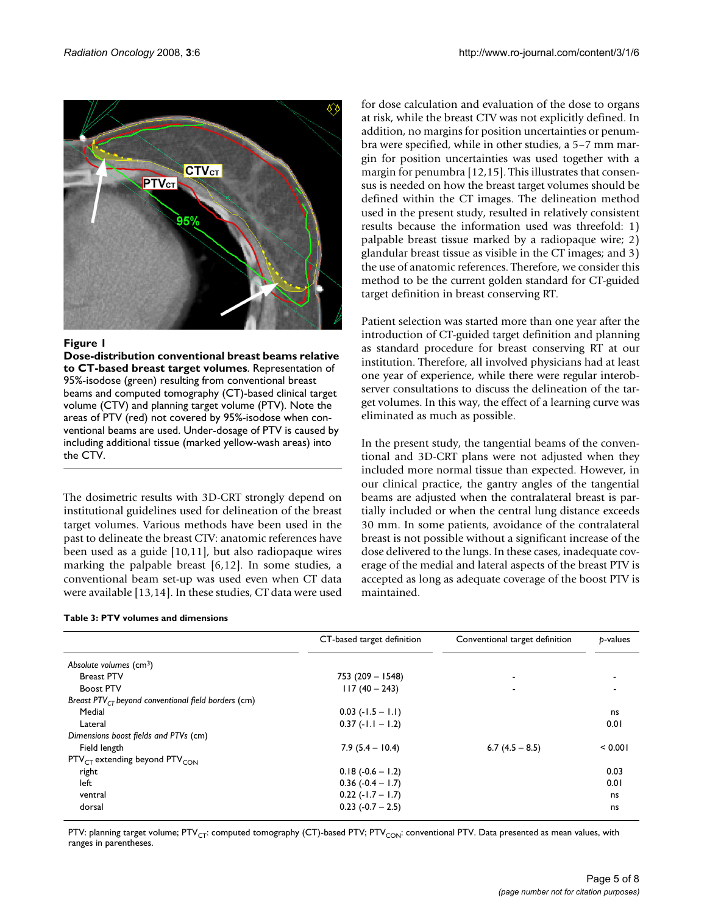**Figure 1**

**Dose-distribution conventional breast beams relative to CT-based breast target volumes**. Representation of 95%-isodose (green) resulting from conventional breast beams and computed tomography (CT)-based clinical target volume (CTV) and planning target volume (PTV). Note the areas of PTV (red) not covered by 95%-isodose when conventional beams are used. Under-dosage of PTV is caused by including additional tissue (marked yellow-wash areas) into the CTV.

The dosimetric results with 3D-CRT strongly depend on institutional guidelines used for delineation of the breast target volumes. Various methods have been used in the past to delineate the breast CTV: anatomic references have been used as a guide [10,11], but also radiopaque wires marking the palpable breast [6,12]. In some studies, a conventional beam set-up was used even when CT data were available [13,14]. In these studies, CT data were used for dose calculation and evaluation of the dose to organs at risk, while the breast CTV was not explicitly defined. In addition, no margins for position uncertainties or penumbra were specified, while in other studies, a 5–7 mm margin for position uncertainties was used together with a margin for penumbra [12,15]. This illustrates that consensus is needed on how the breast target volumes should be defined within the CT images. The delineation method used in the present study, resulted in relatively consistent results because the information used was threefold: 1) palpable breast tissue marked by a radiopaque wire; 2) glandular breast tissue as visible in the CT images; and 3) the use of anatomic references. Therefore, we consider this method to be the current golden standard for CT-guided target definition in breast conserving RT.

Patient selection was started more than one year after the introduction of CT-guided target definition and planning as standard procedure for breast conserving RT at our institution. Therefore, all involved physicians had at least one year of experience, while there were regular interobserver consultations to discuss the delineation of the target volumes. In this way, the effect of a learning curve was eliminated as much as possible.

In the present study, the tangential beams of the conventional and 3D-CRT plans were not adjusted when they included more normal tissue than expected. However, in our clinical practice, the gantry angles of the tangential beams are adjusted when the contralateral breast is partially included or when the central lung distance exceeds 30 mm. In some patients, avoidance of the contralateral breast is not possible without a significant increase of the dose delivered to the lungs. In these cases, inadequate coverage of the medial and lateral aspects of the breast PTV is accepted as long as adequate coverage of the boost PTV is maintained.

**Table 3: PTV volumes and dimensions**

| | CT-based target definition | Conventional target definition | *p*-values |
|---|---|---|---|
| *Absolute volumes* (cm³) | | | |
| Breast PTV | 753 (209 – 1548) | - | - |
| Boost PTV | 117 (40 – 243) | - | - |
| *Breast $PTV_{CT}$ beyond conventional field borders* (cm) | | | |
| Medial | 0.03 (-1.5 – 1.1) | | ns |
| Lateral | 0.37 (-1.1 – 1.2) | | 0.01 |
| *Dimensions boost fields and PTVs* (cm) | | | |
| Field length | 7.9 (5.4 – 10.4) | 6.7 (4.5 – 8.5) | < 0.001 |
| $PTV_{CT}$ extending beyond $PTV_{CON}$ | | | |
| right | 0.18 (-0.6 – 1.2) | | 0.03 |
| left | 0.36 (-0.4 – 1.7) | | 0.01 |
| ventral | 0.22 (-1.7 – 1.7) | | ns |
| dorsal | 0.23 (-0.7 – 2.5) | | ns |

PTV: planning target volume; $PTV_{CT}$: computed tomography (CT)-based PTV; $PTV_{CON}$: conventional PTV. Data presented as mean values, with ranges in parentheses.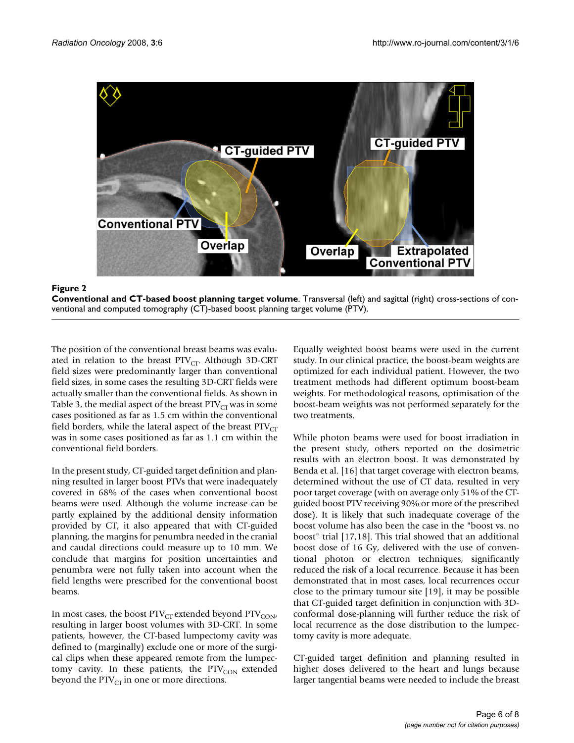**Figure 2**

**Conventional and CT-based boost planning target volume.** Transversal (left) and sagittal (right) cross-sections of conventional and computed tomography (CT)-based boost planning target volume (PTV).

The position of the conventional breast beams was evaluated in relation to the breast $PTV_{CT}$. Although 3D-CRT field sizes were predominantly larger than conventional field sizes, in some cases the resulting 3D-CRT fields were actually smaller than the conventional fields. As shown in Table 3, the medial aspect of the breast $PTV_{CT}$ was in some cases positioned as far as 1.5 cm within the conventional field borders, while the lateral aspect of the breast $PTV_{CT}$ was in some cases positioned as far as 1.1 cm within the conventional field borders.

In the present study, CT-guided target definition and planning resulted in larger boost PTVs that were inadequately covered in 68% of the cases when conventional boost beams were used. Although the volume increase can be partly explained by the additional density information provided by CT, it also appeared that with CT-guided planning, the margins for penumbra needed in the cranial and caudal directions could measure up to 10 mm. We conclude that margins for position uncertainties and penumbra were not fully taken into account when the field lengths were prescribed for the conventional boost beams.

In most cases, the boost $PTV_{CT}$ extended beyond $PTV_{CON}$, resulting in larger boost volumes with 3D-CRT. In some patients, however, the CT-based lumpectomy cavity was defined to (marginally) exclude one or more of the surgical clips when these appeared remote from the lumpectomy cavity. In these patients, the $PTV_{CON}$ extended beyond the $PTV_{CT}$ in one or more directions.

Equally weighted boost beams were used in the current study. In our clinical practice, the boost-beam weights are optimized for each individual patient. However, the two treatment methods had different optimum boost-beam weights. For methodological reasons, optimisation of the boost-beam weights was not performed separately for the two treatments.

While photon beams were used for boost irradiation in the present study, others reported on the dosimetric results with an electron boost. It was demonstrated by Benda et al. [16] that target coverage with electron beams, determined without the use of CT data, resulted in very poor target coverage (with on average only 51% of the CT-guided boost PTV receiving 90% or more of the prescribed dose). It is likely that such inadequate coverage of the boost volume has also been the case in the "boost vs. no boost" trial [17,18]. This trial showed that an additional boost dose of 16 Gy, delivered with the use of conventional photon or electron techniques, significantly reduced the risk of a local recurrence. Because it has been demonstrated that in most cases, local recurrences occur close to the primary tumour site [19], it may be possible that CT-guided target definition in conjunction with 3D-conformal dose-planning will further reduce the risk of local recurrence as the dose distribution to the lumpectomy cavity is more adequate.

CT-guided target definition and planning resulted in higher doses delivered to the heart and lungs because larger tangential beams were needed to include the breast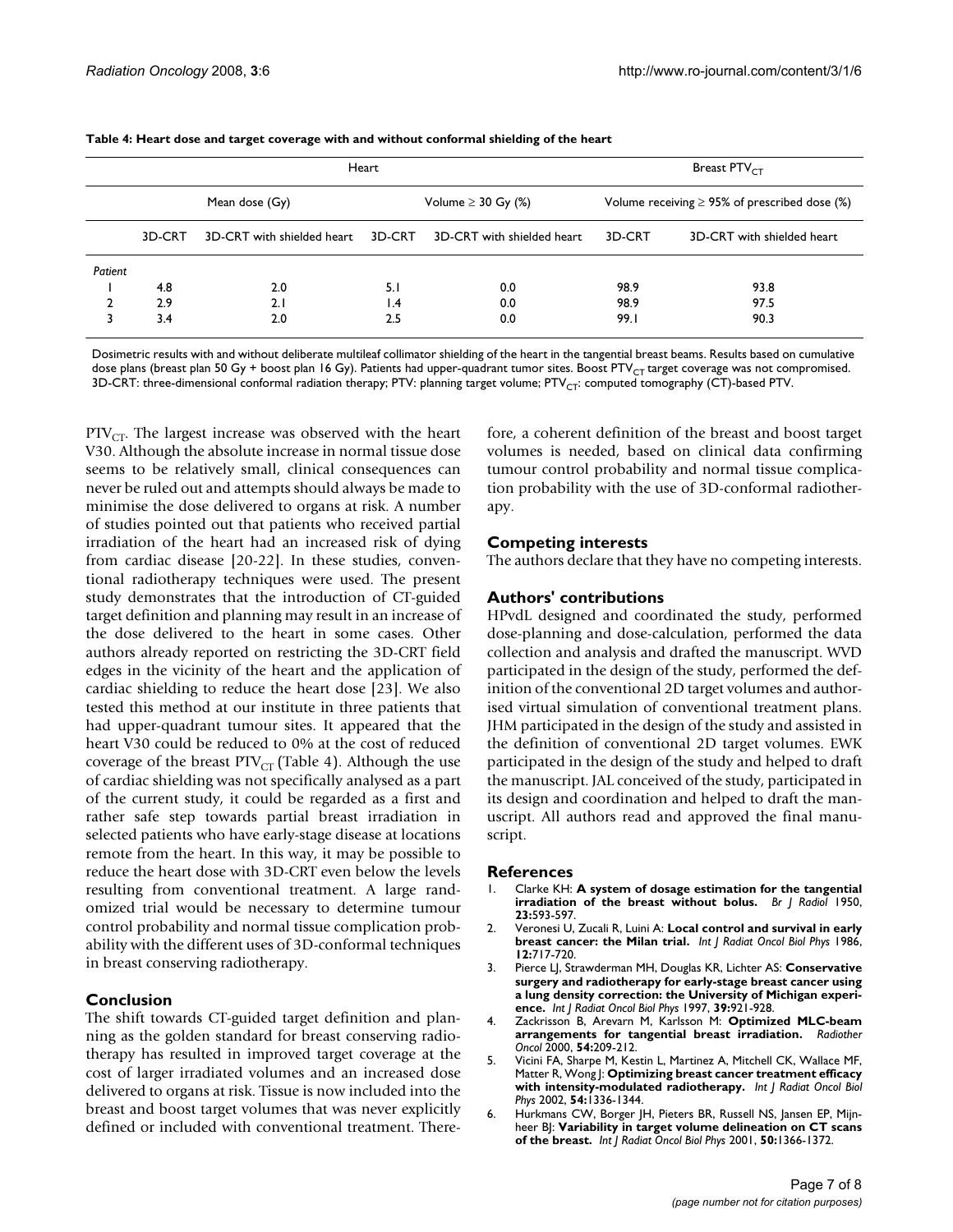**Table 4: Heart dose and target coverage with and without conformal shielding of the heart**

| | Heart | | | | Breast $PTV_{CT}$ | |
|---|---|---|---|---|---|---|
| | Mean dose (Gy) | | Volume ≥ 30 Gy (%) | | Volume receiving ≥ 95% of prescribed dose (%) | |
| | 3D-CRT | 3D-CRT with shielded heart | 3D-CRT | 3D-CRT with shielded heart | 3D-CRT | 3D-CRT with shielded heart |
| *Patient* | | | | | | |
| 1 | 4.8 | 2.0 | 5.1 | 0.0 | 98.9 | 93.8 |
| 2 | 2.9 | 2.1 | 1.4 | 0.0 | 98.9 | 97.5 |
| 3 | 3.4 | 2.0 | 2.5 | 0.0 | 99.1 | 90.3 |

Dosimetric results with and without deliberate multileaf collimator shielding of the heart in the tangential breast beams. Results based on cumulative dose plans (breast plan 50 Gy + boost plan 16 Gy). Patients had upper-quadrant tumor sites. Boost $PTV_{CT}$ target coverage was not compromised. 3D-CRT: three-dimensional conformal radiation therapy; PTV: planning target volume; $PTV_{CT}$: computed tomography (CT)-based PTV.

$PTV_{CT}$. The largest increase was observed with the heart V30. Although the absolute increase in normal tissue dose seems to be relatively small, clinical consequences can never be ruled out and attempts should always be made to minimise the dose delivered to organs at risk. A number of studies pointed out that patients who received partial irradiation of the heart had an increased risk of dying from cardiac disease [20-22]. In these studies, conventional radiotherapy techniques were used. The present study demonstrates that the introduction of CT-guided target definition and planning may result in an increase of the dose delivered to the heart in some cases. Other authors already reported on restricting the 3D-CRT field edges in the vicinity of the heart and the application of cardiac shielding to reduce the heart dose [23]. We also tested this method at our institute in three patients that had upper-quadrant tumour sites. It appeared that the heart V30 could be reduced to 0% at the cost of reduced coverage of the breast $PTV_{CT}$ (Table 4). Although the use of cardiac shielding was not specifically analysed as a part of the current study, it could be regarded as a first and rather safe step towards partial breast irradiation in selected patients who have early-stage disease at locations remote from the heart. In this way, it may be possible to reduce the heart dose with 3D-CRT even below the levels resulting from conventional treatment. A large randomized trial would be necessary to determine tumour control probability and normal tissue complication probability with the different uses of 3D-conformal techniques in breast conserving radiotherapy.

## Conclusion

The shift towards CT-guided target definition and planning as the golden standard for breast conserving radiotherapy has resulted in improved target coverage at the cost of larger irradiated volumes and an increased dose delivered to organs at risk. Tissue is now included into the breast and boost target volumes that was never explicitly defined or included with conventional treatment. Therefore, a coherent definition of the breast and boost target volumes is needed, based on clinical data confirming tumour control probability and normal tissue complication probability with the use of 3D-conformal radiotherapy.

## Competing interests

The authors declare that they have no competing interests.

## Authors' contributions

HPvdL designed and coordinated the study, performed dose-planning and dose-calculation, performed the data collection and analysis and drafted the manuscript. WVD participated in the design of the study, performed the definition of the conventional 2D target volumes and authorised virtual simulation of conventional treatment plans. JHM participated in the design of the study and assisted in the definition of conventional 2D target volumes. EWK participated in the design of the study and helped to draft the manuscript. JAL conceived of the study, participated in its design and coordination and helped to draft the manuscript. All authors read and approved the final manuscript.

## References

1. Clarke KH: **A system of dosage estimation for the tangential irradiation of the breast without bolus.** *Br J Radiol* 1950, **23:**593-597.
2. Veronesi U, Zucali R, Luini A: **Local control and survival in early breast cancer: the Milan trial.** *Int J Radiat Oncol Biol Phys* 1986, **12:**717-720.
3. Pierce LJ, Strawderman MH, Douglas KR, Lichter AS: **Conservative surgery and radiotherapy for early-stage breast cancer using a lung density correction: the University of Michigan experience.** *Int J Radiat Oncol Biol Phys* 1997, **39:**921-928.
4. Zackrisson B, Arevarn M, Karlsson M: **Optimized MLC-beam arrangements for tangential breast irradiation.** *Radiother Oncol* 2000, **54:**209-212.
5. Vicini FA, Sharpe M, Kestin L, Martinez A, Mitchell CK, Wallace MF, Matter R, Wong J: **Optimizing breast cancer treatment efficacy with intensity-modulated radiotherapy.** *Int J Radiat Oncol Biol Phys* 2002, **54:**1336-1344.
6. Hurkmans CW, Borger JH, Pieters BR, Russell NS, Jansen EP, Mijnheer BJ: **Variability in target volume delineation on CT scans of the breast.** *Int J Radiat Oncol Biol Phys* 2001, **50:**1366-1372.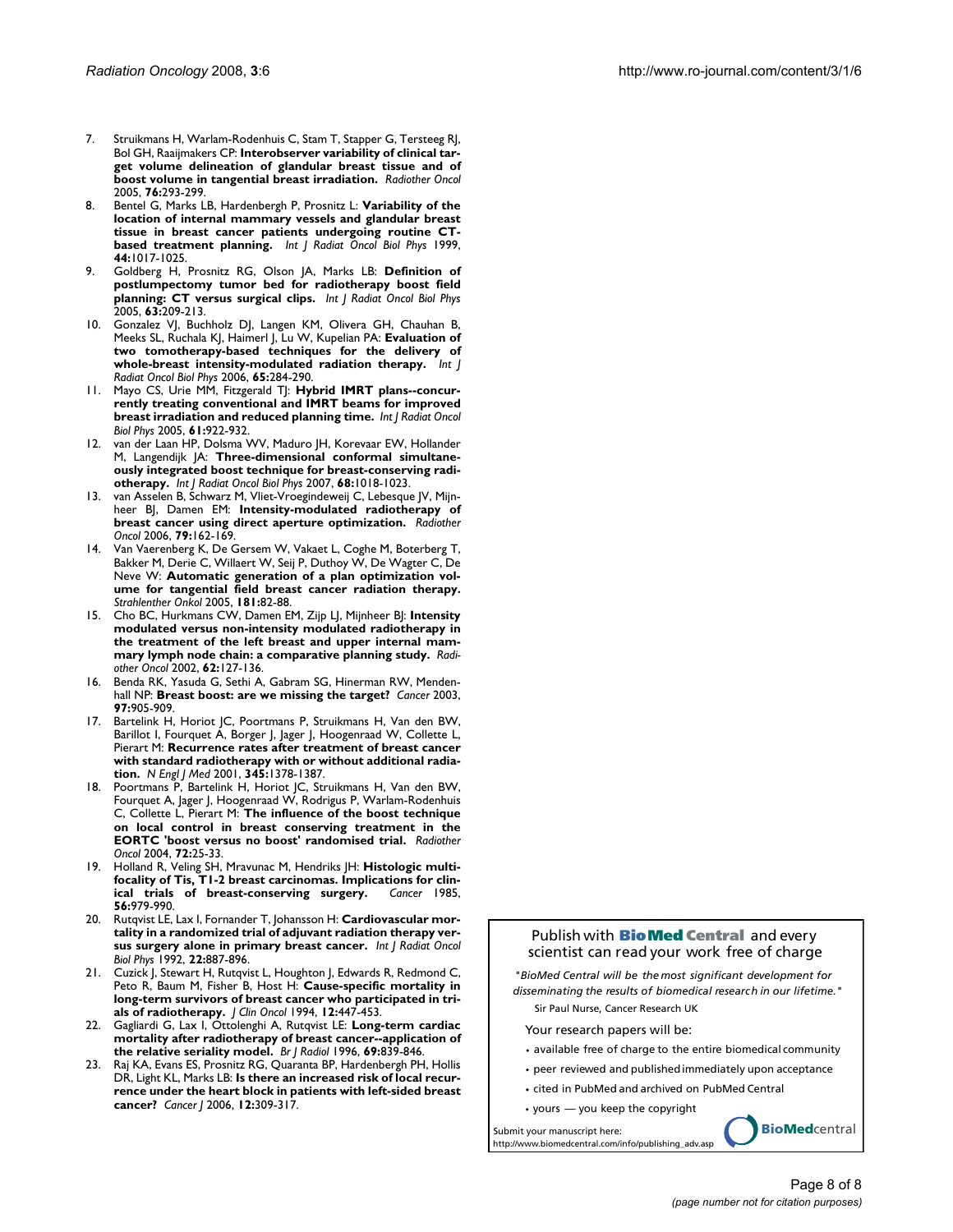7. Struikmans H, Warlam-Rodenhuis C, Stam T, Stapper G, Tersteeg RJ, Bol GH, Raaijmakers CP: **Interobserver variability of clinical target volume delineation of glandular breast tissue and of boost volume in tangential breast irradiation.** *Radiother Oncol* 2005, **76:**293-299.
8. Bentel G, Marks LB, Hardenbergh P, Prosnitz L: **Variability of the location of internal mammary vessels and glandular breast tissue in breast cancer patients undergoing routine CT-based treatment planning.** *Int J Radiat Oncol Biol Phys* 1999, **44:**1017-1025.
9. Goldberg H, Prosnitz RG, Olson JA, Marks LB: **Definition of postlumpectomy tumor bed for radiotherapy boost field planning: CT versus surgical clips.** *Int J Radiat Oncol Biol Phys* 2005, **63:**209-213.
10. Gonzalez VJ, Buchholz DJ, Langen KM, Olivera GH, Chauhan B, Meeks SL, Ruchala KJ, Haimerl J, Lu W, Kupelian PA: **Evaluation of two tomotherapy-based techniques for the delivery of whole-breast intensity-modulated radiation therapy.** *Int J Radiat Oncol Biol Phys* 2006, **65:**284-290.
11. Mayo CS, Urie MM, Fitzgerald TJ: **Hybrid IMRT plans--concurrently treating conventional and IMRT beams for improved breast irradiation and reduced planning time.** *Int J Radiat Oncol Biol Phys* 2005, **61:**922-932.
12. van der Laan HP, Dolsma WV, Maduro JH, Korevaar EW, Hollander M, Langendijk JA: **Three-dimensional conformal simultaneously integrated boost technique for breast-conserving radiotherapy.** *Int J Radiat Oncol Biol Phys* 2007, **68:**1018-1023.
13. van Asselen B, Schwarz M, Vliet-Vroegindeweij C, Lebesque JV, Mijnheer BJ, Damen EM: **Intensity-modulated radiotherapy of breast cancer using direct aperture optimization.** *Radiother Oncol* 2006, **79:**162-169.
14. Van Vaerenberg K, De Gersem W, Vakaet L, Coghe M, Boterberg T, Bakker M, Derie C, Willaert W, Seij P, Duthoy W, De Wagter C, De Neve W: **Automatic generation of a plan optimization volume for tangential field breast cancer radiation therapy.** *Strahlenther Onkol* 2005, **181:**82-88.
15. Cho BC, Hurkmans CW, Damen EM, Zijp LJ, Mijnheer BJ: **Intensity modulated versus non-intensity modulated radiotherapy in the treatment of the left breast and upper internal mammary lymph node chain: a comparative planning study.** *Radiother Oncol* 2002, **62:**127-136.
16. Benda RK, Yasuda G, Sethi A, Gabram SG, Hinerman RW, Mendenhall NP: **Breast boost: are we missing the target?** *Cancer* 2003, **97:**905-909.
17. Bartelink H, Horiot JC, Poortmans P, Struikmans H, Van den BW, Barillot I, Fourquet A, Borger J, Jager J, Hoogenraad W, Collette L, Pierart M: **Recurrence rates after treatment of breast cancer with standard radiotherapy with or without additional radiation.** *N Engl J Med* 2001, **345:**1378-1387.
18. Poortmans P, Bartelink H, Horiot JC, Struikmans H, Van den BW, Fourquet A, Jager J, Hoogenraad W, Rodrigus P, Warlam-Rodenhuis C, Collette L, Pierart M: **The influence of the boost technique on local control in breast conserving treatment in the EORTC 'boost versus no boost' randomised trial.** *Radiother Oncol* 2004, **72:**25-33.
19. Holland R, Veling SH, Mravunac M, Hendriks JH: **Histologic multifocality of Tis, T1-2 breast carcinomas. Implications for clinical trials of breast-conserving surgery.** *Cancer* 1985, **56:**979-990.
20. Rutqvist LE, Lax I, Fornander T, Johansson H: **Cardiovascular mortality in a randomized trial of adjuvant radiation therapy versus surgery alone in primary breast cancer.** *Int J Radiat Oncol Biol Phys* 1992, **22:**887-896.
21. Cuzick J, Stewart H, Rutqvist L, Houghton J, Edwards R, Redmond C, Peto R, Baum M, Fisher B, Host H: **Cause-specific mortality in long-term survivors of breast cancer who participated in trials of radiotherapy.** *J Clin Oncol* 1994, **12:**447-453.
22. Gagliardi G, Lax I, Ottolenghi A, Rutqvist LE: **Long-term cardiac mortality after radiotherapy of breast cancer--application of the relative seriality model.** *Br J Radiol* 1996, **69:**839-846.
23. Raj KA, Evans ES, Prosnitz RG, Quaranta BP, Hardenbergh PH, Hollis DR, Light KL, Marks LB: **Is there an increased risk of local recurrence under the heart block in patients with left-sided breast cancer?** *Cancer J* 2006, **12:**309-317.

Publish with **BioMed Central** and every scientist can read your work free of charge

*"BioMed Central will be the most significant development for disseminating the results of biomedical research in our lifetime."*

Sir Paul Nurse, Cancer Research UK

Your research papers will be:

- available free of charge to the entire biomedical community
- peer reviewed and published immediately upon acceptance
- cited in PubMed and archived on PubMed Central
- yours — you keep the copyright

Submit your manuscript here:
http://www.biomedcentral.com/info/publishing_adv.asp

BioMedcentral